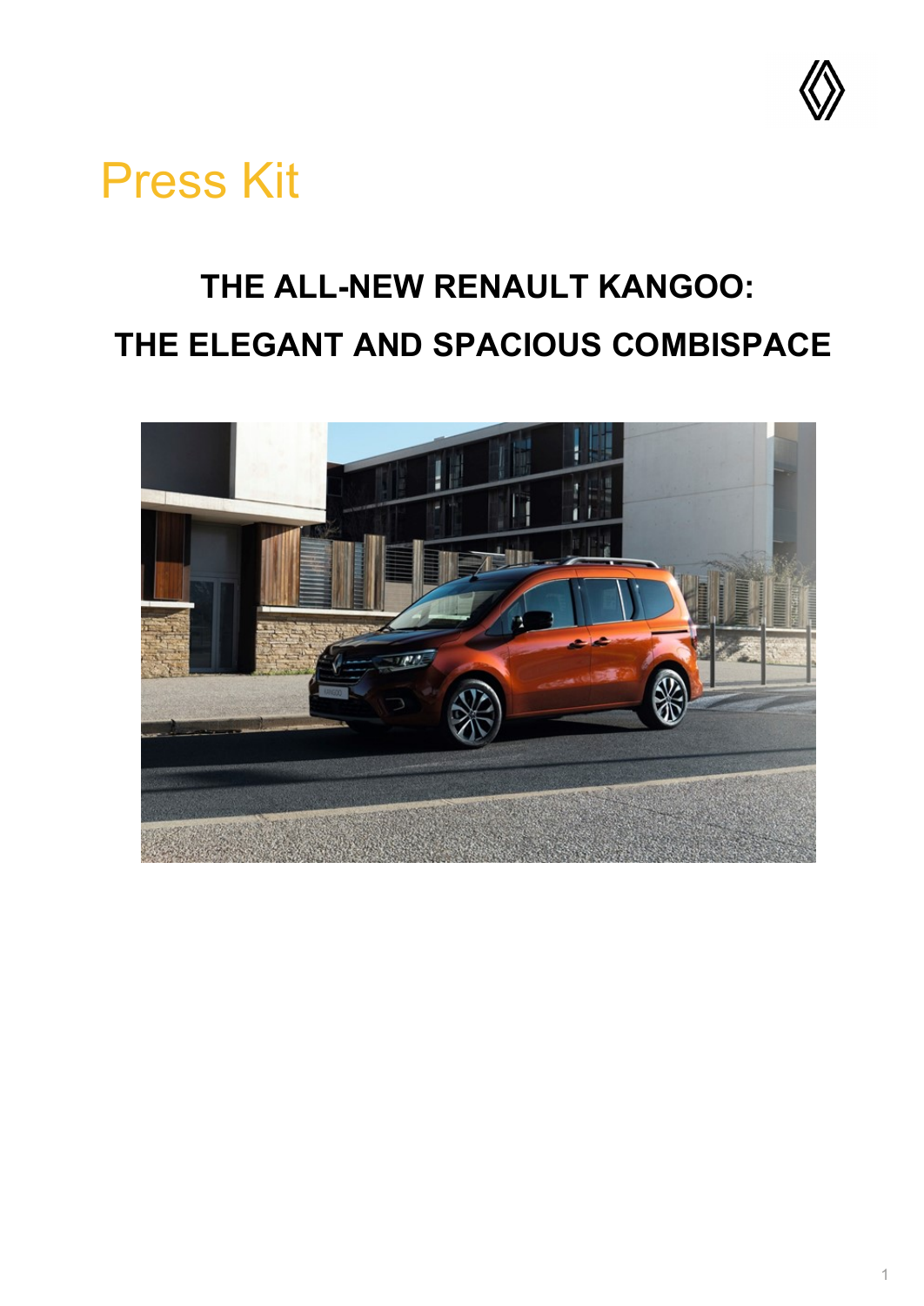Press Kit

# THE ALL-NEW RENAULT KANGOO: THE ELEGANT AND SPACIOUS COMBISPACE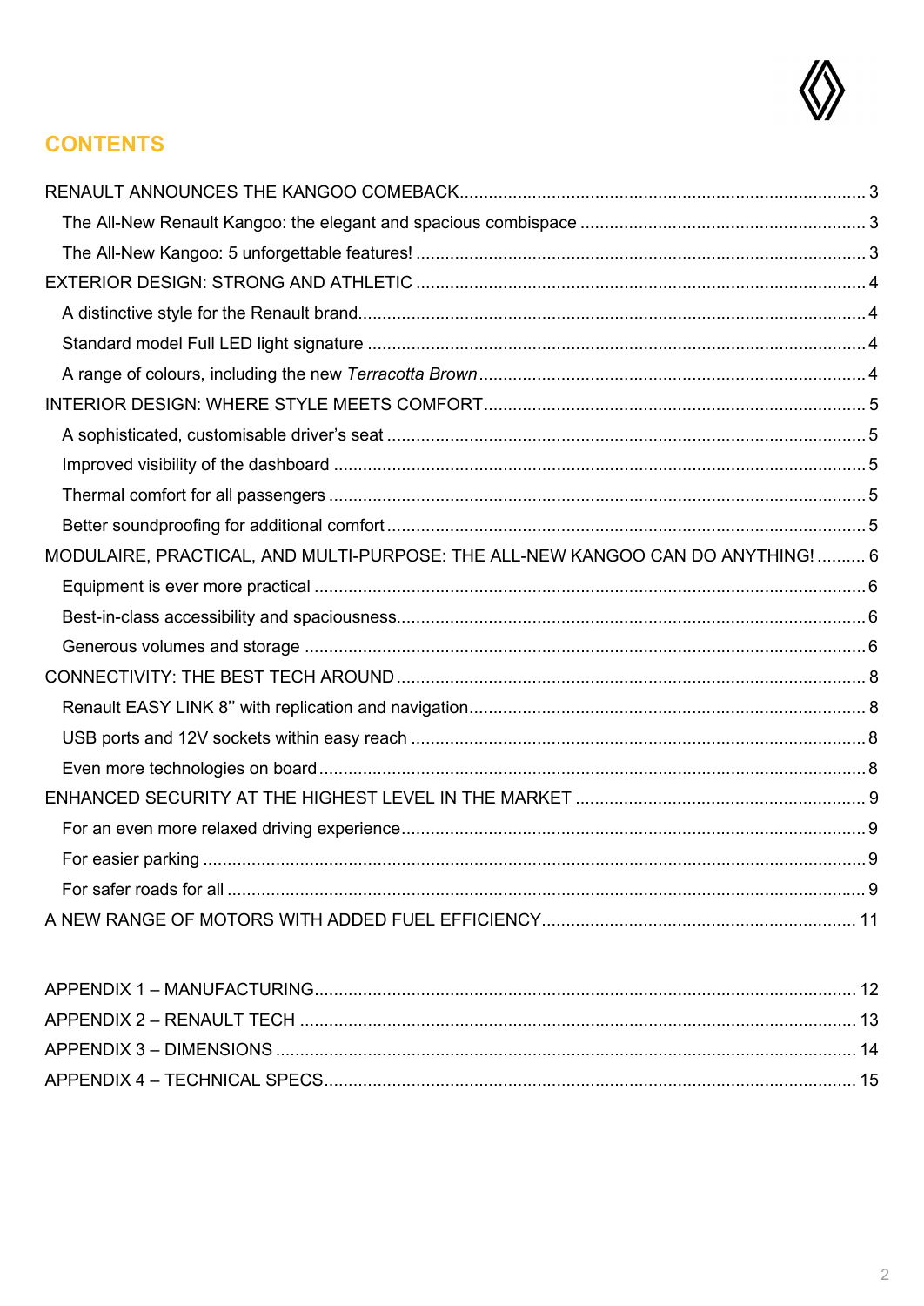## CONTENTS

- RENAULT ANNOUNCES THE KANGOO COMEBACK .......... 3
  - The All-New Renault Kangoo: the elegant and spacious combispace .......... 3
  - The All-New Kangoo: 5 unforgettable features! .......... 3
- EXTERIOR DESIGN: STRONG AND ATHLETIC .......... 4
  - A distinctive style for the Renault brand .......... 4
  - Standard model Full LED light signature .......... 4
  - A range of colours, including the new *Terracotta Brown* .......... 4
- INTERIOR DESIGN: WHERE STYLE MEETS COMFORT .......... 5
  - A sophisticated, customisable driver's seat .......... 5
  - Improved visibility of the dashboard .......... 5
  - Thermal comfort for all passengers .......... 5
  - Better soundproofing for additional comfort .......... 5
- MODULAIRE, PRACTICAL, AND MULTI-PURPOSE: THE ALL-NEW KANGOO CAN DO ANYTHING! .......... 6
  - Equipment is ever more practical .......... 6
  - Best-in-class accessibility and spaciousness .......... 6
  - Generous volumes and storage .......... 6
- CONNECTIVITY: THE BEST TECH AROUND .......... 8
  - Renault EASY LINK 8'' with replication and navigation .......... 8
  - USB ports and 12V sockets within easy reach .......... 8
  - Even more technologies on board .......... 8
- ENHANCED SECURITY AT THE HIGHEST LEVEL IN THE MARKET .......... 9
  - For an even more relaxed driving experience .......... 9
  - For easier parking .......... 9
  - For safer roads for all .......... 9
- A NEW RANGE OF MOTORS WITH ADDED FUEL EFFICIENCY .......... 11

- APPENDIX 1 – MANUFACTURING .......... 12
- APPENDIX 2 – RENAULT TECH .......... 13
- APPENDIX 3 – DIMENSIONS .......... 14
- APPENDIX 4 – TECHNICAL SPECS .......... 15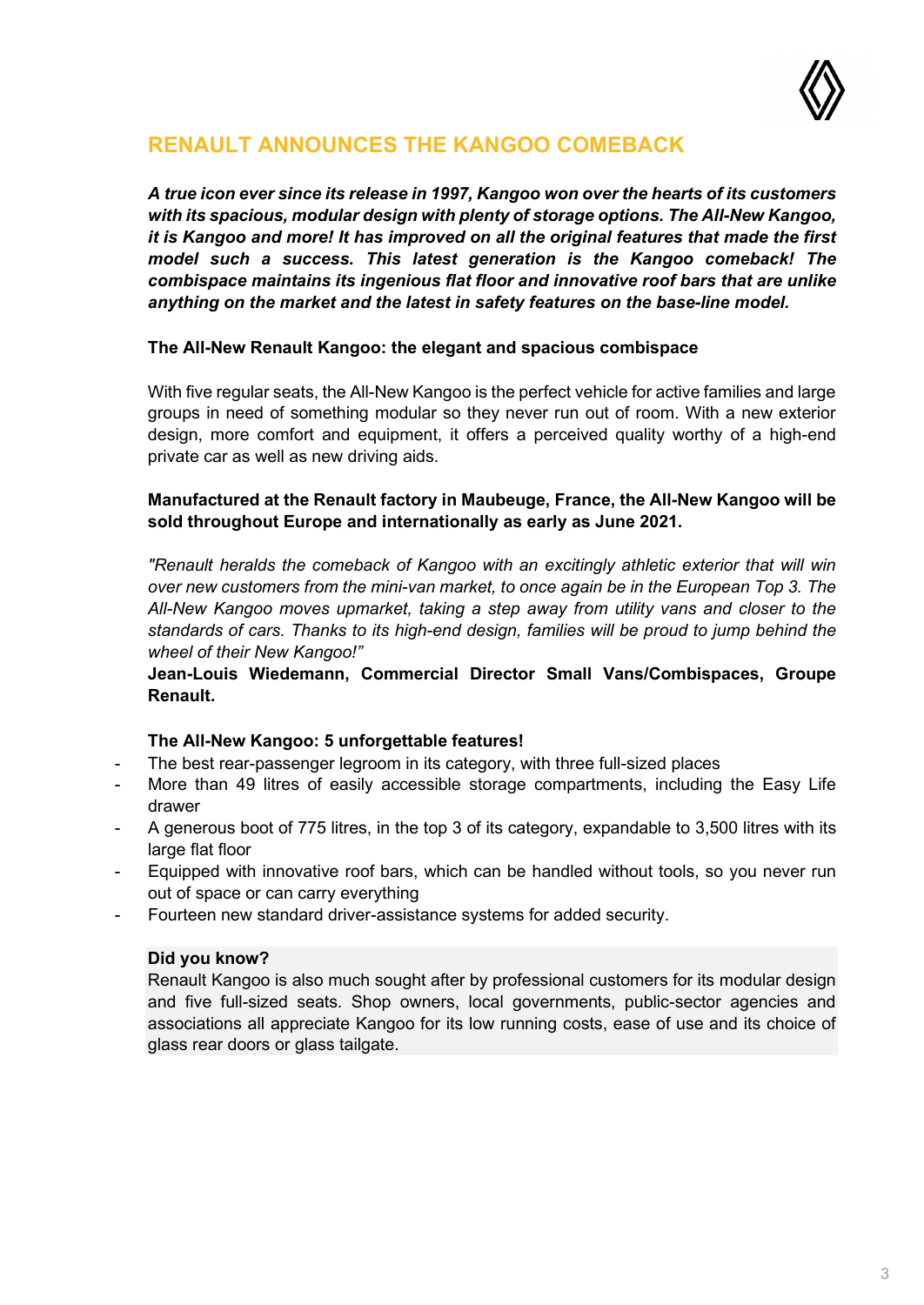# RENAULT ANNOUNCES THE KANGOO COMEBACK

***A true icon ever since its release in 1997, Kangoo won over the hearts of its customers with its spacious, modular design with plenty of storage options. The All-New Kangoo, it is Kangoo and more! It has improved on all the original features that made the first model such a success. This latest generation is the Kangoo comeback! The combispace maintains its ingenious flat floor and innovative roof bars that are unlike anything on the market and the latest in safety features on the base-line model.***

**The All-New Renault Kangoo: the elegant and spacious combispace**

With five regular seats, the All-New Kangoo is the perfect vehicle for active families and large groups in need of something modular so they never run out of room. With a new exterior design, more comfort and equipment, it offers a perceived quality worthy of a high-end private car as well as new driving aids.

**Manufactured at the Renault factory in Maubeuge, France, the All-New Kangoo will be sold throughout Europe and internationally as early as June 2021.**

*"Renault heralds the comeback of Kangoo with an excitingly athletic exterior that will win over new customers from the mini-van market, to once again be in the European Top 3. The All-New Kangoo moves upmarket, taking a step away from utility vans and closer to the standards of cars. Thanks to its high-end design, families will be proud to jump behind the wheel of their New Kangoo!"*

**Jean-Louis Wiedemann, Commercial Director Small Vans/Combispaces, Groupe Renault.**

**The All-New Kangoo: 5 unforgettable features!**

- The best rear-passenger legroom in its category, with three full-sized places
- More than 49 litres of easily accessible storage compartments, including the Easy Life drawer
- A generous boot of 775 litres, in the top 3 of its category, expandable to 3,500 litres with its large flat floor
- Equipped with innovative roof bars, which can be handled without tools, so you never run out of space or can carry everything
- Fourteen new standard driver-assistance systems for added security.

**Did you know?**

Renault Kangoo is also much sought after by professional customers for its modular design and five full-sized seats. Shop owners, local governments, public-sector agencies and associations all appreciate Kangoo for its low running costs, ease of use and its choice of glass rear doors or glass tailgate.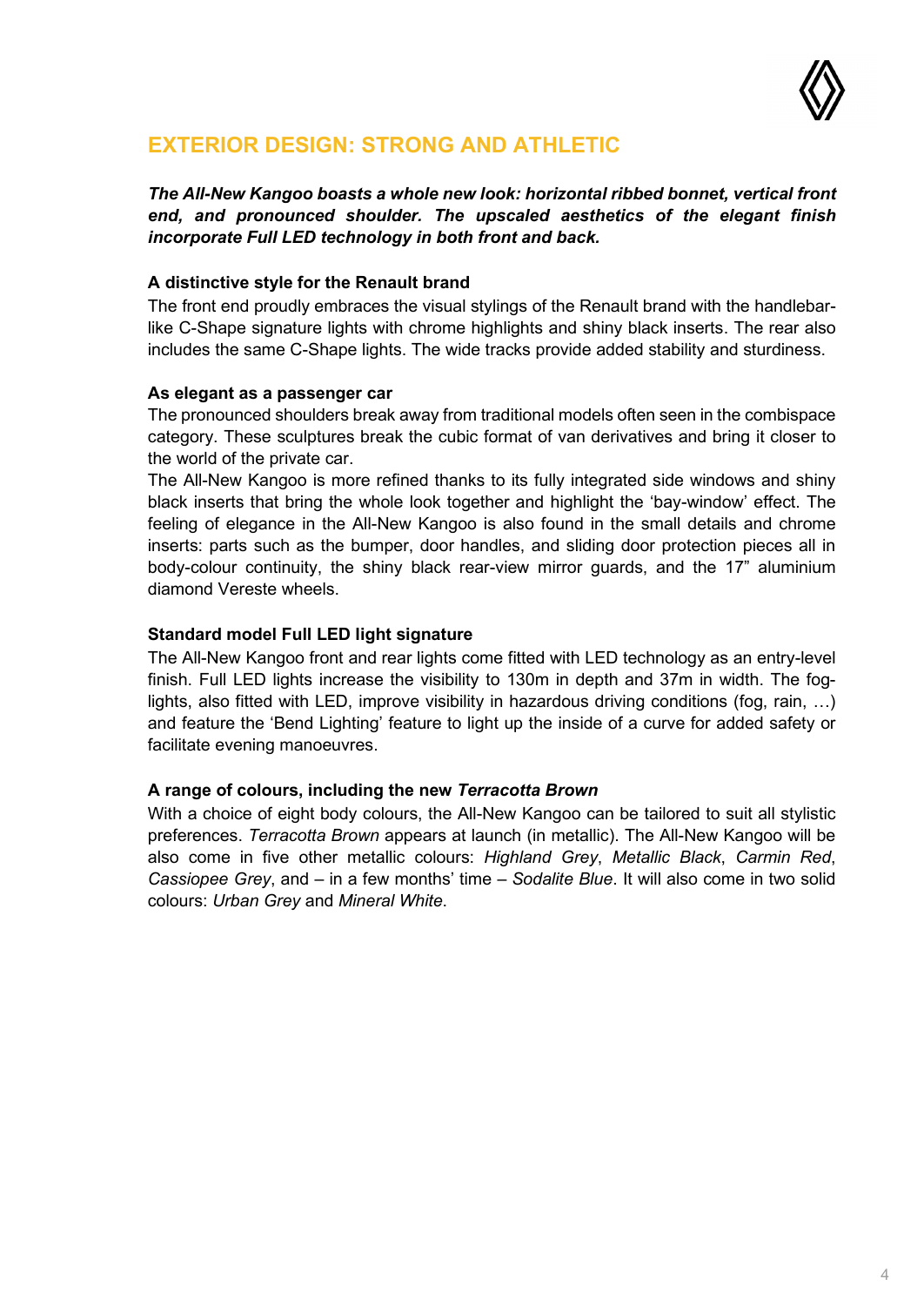## EXTERIOR DESIGN: STRONG AND ATHLETIC

***The All-New Kangoo boasts a whole new look: horizontal ribbed bonnet, vertical front end, and pronounced shoulder. The upscaled aesthetics of the elegant finish incorporate Full LED technology in both front and back.***

**A distinctive style for the Renault brand**

The front end proudly embraces the visual stylings of the Renault brand with the handlebar-like C-Shape signature lights with chrome highlights and shiny black inserts. The rear also includes the same C-Shape lights. The wide tracks provide added stability and sturdiness.

**As elegant as a passenger car**

The pronounced shoulders break away from traditional models often seen in the combispace category. These sculptures break the cubic format of van derivatives and bring it closer to the world of the private car.

The All-New Kangoo is more refined thanks to its fully integrated side windows and shiny black inserts that bring the whole look together and highlight the 'bay-window' effect. The feeling of elegance in the All-New Kangoo is also found in the small details and chrome inserts: parts such as the bumper, door handles, and sliding door protection pieces all in body-colour continuity, the shiny black rear-view mirror guards, and the 17" aluminium diamond Vereste wheels.

**Standard model Full LED light signature**

The All-New Kangoo front and rear lights come fitted with LED technology as an entry-level finish. Full LED lights increase the visibility to 130m in depth and 37m in width. The fog-lights, also fitted with LED, improve visibility in hazardous driving conditions (fog, rain, …) and feature the 'Bend Lighting' feature to light up the inside of a curve for added safety or facilitate evening manoeuvres.

**A range of colours, including the new *Terracotta Brown***

With a choice of eight body colours, the All-New Kangoo can be tailored to suit all stylistic preferences. *Terracotta Brown* appears at launch (in metallic). The All-New Kangoo will be also come in five other metallic colours: *Highland Grey*, *Metallic Black*, *Carmin Red*, *Cassiopee Grey*, and – in a few months' time – *Sodalite Blue*. It will also come in two solid colours: *Urban Grey* and *Mineral White*.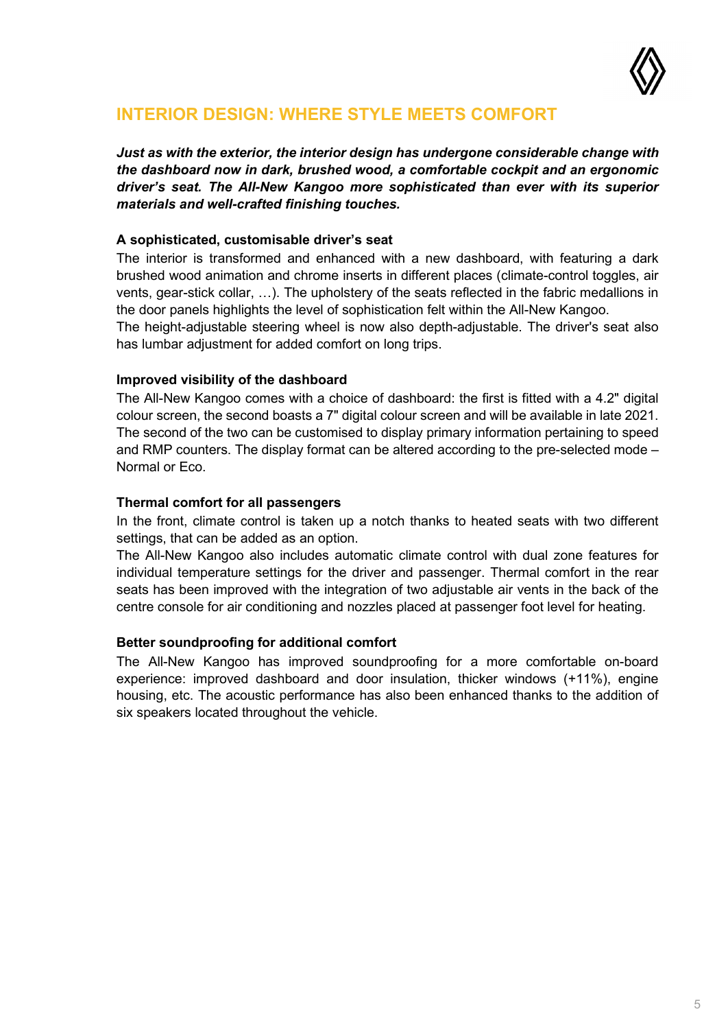## INTERIOR DESIGN: WHERE STYLE MEETS COMFORT

***Just as with the exterior, the interior design has undergone considerable change with the dashboard now in dark, brushed wood, a comfortable cockpit and an ergonomic driver's seat. The All-New Kangoo more sophisticated than ever with its superior materials and well-crafted finishing touches.***

**A sophisticated, customisable driver's seat**

The interior is transformed and enhanced with a new dashboard, with featuring a dark brushed wood animation and chrome inserts in different places (climate-control toggles, air vents, gear-stick collar, …). The upholstery of the seats reflected in the fabric medallions in the door panels highlights the level of sophistication felt within the All-New Kangoo.
The height-adjustable steering wheel is now also depth-adjustable. The driver's seat also has lumbar adjustment for added comfort on long trips.

**Improved visibility of the dashboard**

The All-New Kangoo comes with a choice of dashboard: the first is fitted with a 4.2" digital colour screen, the second boasts a 7" digital colour screen and will be available in late 2021. The second of the two can be customised to display primary information pertaining to speed and RMP counters. The display format can be altered according to the pre-selected mode – Normal or Eco.

**Thermal comfort for all passengers**

In the front, climate control is taken up a notch thanks to heated seats with two different settings, that can be added as an option.
The All-New Kangoo also includes automatic climate control with dual zone features for individual temperature settings for the driver and passenger. Thermal comfort in the rear seats has been improved with the integration of two adjustable air vents in the back of the centre console for air conditioning and nozzles placed at passenger foot level for heating.

**Better soundproofing for additional comfort**

The All-New Kangoo has improved soundproofing for a more comfortable on-board experience: improved dashboard and door insulation, thicker windows (+11%), engine housing, etc. The acoustic performance has also been enhanced thanks to the addition of six speakers located throughout the vehicle.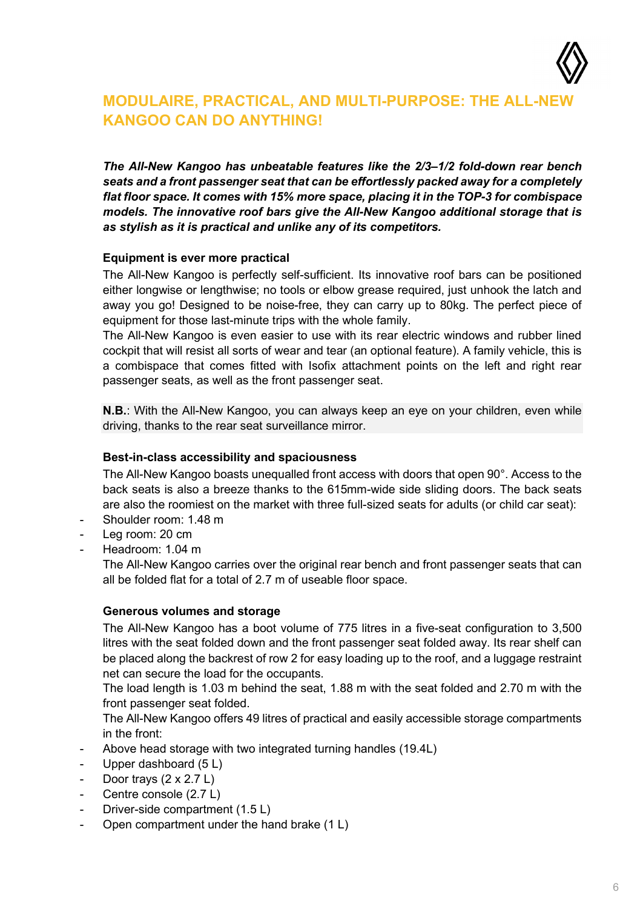## MODULAIRE, PRACTICAL, AND MULTI-PURPOSE: THE ALL-NEW KANGOO CAN DO ANYTHING!

***The All-New Kangoo has unbeatable features like the 2/3–1/2 fold-down rear bench seats and a front passenger seat that can be effortlessly packed away for a completely flat floor space. It comes with 15% more space, placing it in the TOP-3 for combispace models. The innovative roof bars give the All-New Kangoo additional storage that is as stylish as it is practical and unlike any of its competitors.***

**Equipment is ever more practical**

The All-New Kangoo is perfectly self-sufficient. Its innovative roof bars can be positioned either longwise or lengthwise; no tools or elbow grease required, just unhook the latch and away you go! Designed to be noise-free, they can carry up to 80kg. The perfect piece of equipment for those last-minute trips with the whole family.

The All-New Kangoo is even easier to use with its rear electric windows and rubber lined cockpit that will resist all sorts of wear and tear (an optional feature). A family vehicle, this is a combispace that comes fitted with Isofix attachment points on the left and right rear passenger seats, as well as the front passenger seat.

**N.B.**: With the All-New Kangoo, you can always keep an eye on your children, even while driving, thanks to the rear seat surveillance mirror.

**Best-in-class accessibility and spaciousness**

The All-New Kangoo boasts unequalled front access with doors that open 90°. Access to the back seats is also a breeze thanks to the 615mm-wide side sliding doors. The back seats are also the roomiest on the market with three full-sized seats for adults (or child car seat):

- Shoulder room: 1.48 m
- Leg room: 20 cm
- Headroom: 1.04 m

The All-New Kangoo carries over the original rear bench and front passenger seats that can all be folded flat for a total of 2.7 m of useable floor space.

**Generous volumes and storage**

The All-New Kangoo has a boot volume of 775 litres in a five-seat configuration to 3,500 litres with the seat folded down and the front passenger seat folded away. Its rear shelf can be placed along the backrest of row 2 for easy loading up to the roof, and a luggage restraint net can secure the load for the occupants.

The load length is 1.03 m behind the seat, 1.88 m with the seat folded and 2.70 m with the front passenger seat folded.

The All-New Kangoo offers 49 litres of practical and easily accessible storage compartments in the front:

- Above head storage with two integrated turning handles (19.4L)
- Upper dashboard (5 L)
- Door trays (2 x 2.7 L)
- Centre console (2.7 L)
- Driver-side compartment (1.5 L)
- Open compartment under the hand brake (1 L)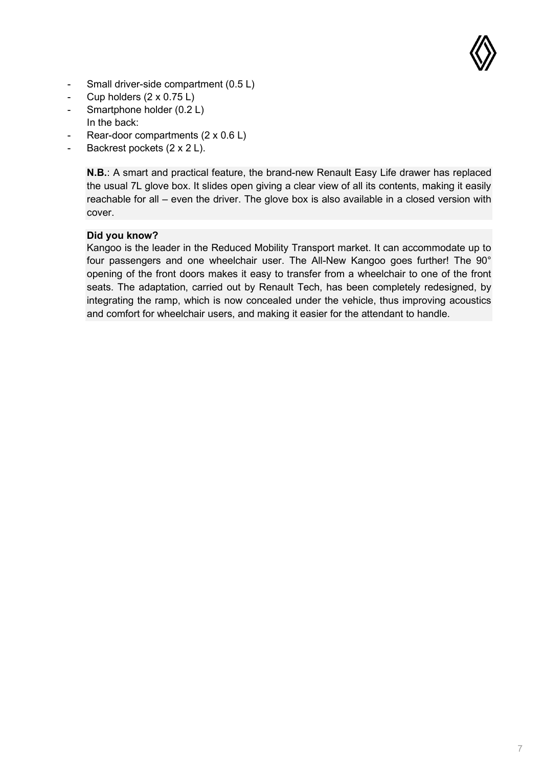- Small driver-side compartment (0.5 L)
- Cup holders (2 x 0.75 L)
- Smartphone holder (0.2 L)

In the back:

- Rear-door compartments (2 x 0.6 L)
- Backrest pockets (2 x 2 L).

**N.B.**: A smart and practical feature, the brand-new Renault Easy Life drawer has replaced the usual 7L glove box. It slides open giving a clear view of all its contents, making it easily reachable for all – even the driver. The glove box is also available in a closed version with cover.

**Did you know?**

Kangoo is the leader in the Reduced Mobility Transport market. It can accommodate up to four passengers and one wheelchair user. The All-New Kangoo goes further! The 90° opening of the front doors makes it easy to transfer from a wheelchair to one of the front seats. The adaptation, carried out by Renault Tech, has been completely redesigned, by integrating the ramp, which is now concealed under the vehicle, thus improving acoustics and comfort for wheelchair users, and making it easier for the attendant to handle.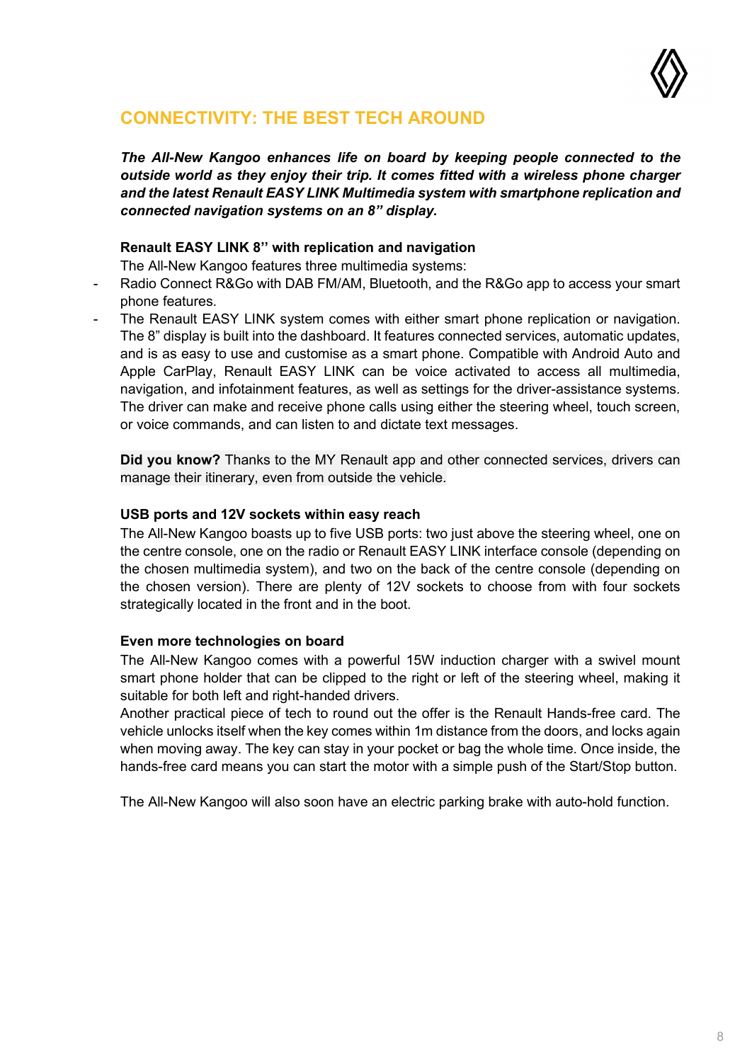## CONNECTIVITY: THE BEST TECH AROUND

***The All-New Kangoo enhances life on board by keeping people connected to the outside world as they enjoy their trip. It comes fitted with a wireless phone charger and the latest Renault EASY LINK Multimedia system with smartphone replication and connected navigation systems on an 8" display.***

**Renault EASY LINK 8'' with replication and navigation**

The All-New Kangoo features three multimedia systems:

- Radio Connect R&Go with DAB FM/AM, Bluetooth, and the R&Go app to access your smart phone features.
- The Renault EASY LINK system comes with either smart phone replication or navigation. The 8" display is built into the dashboard. It features connected services, automatic updates, and is as easy to use and customise as a smart phone. Compatible with Android Auto and Apple CarPlay, Renault EASY LINK can be voice activated to access all multimedia, navigation, and infotainment features, as well as settings for the driver-assistance systems. The driver can make and receive phone calls using either the steering wheel, touch screen, or voice commands, and can listen to and dictate text messages.

**Did you know?** Thanks to the MY Renault app and other connected services, drivers can manage their itinerary, even from outside the vehicle.

**USB ports and 12V sockets within easy reach**

The All-New Kangoo boasts up to five USB ports: two just above the steering wheel, one on the centre console, one on the radio or Renault EASY LINK interface console (depending on the chosen multimedia system), and two on the back of the centre console (depending on the chosen version). There are plenty of 12V sockets to choose from with four sockets strategically located in the front and in the boot.

**Even more technologies on board**

The All-New Kangoo comes with a powerful 15W induction charger with a swivel mount smart phone holder that can be clipped to the right or left of the steering wheel, making it suitable for both left and right-handed drivers.

Another practical piece of tech to round out the offer is the Renault Hands-free card. The vehicle unlocks itself when the key comes within 1m distance from the doors, and locks again when moving away. The key can stay in your pocket or bag the whole time. Once inside, the hands-free card means you can start the motor with a simple push of the Start/Stop button.

The All-New Kangoo will also soon have an electric parking brake with auto-hold function.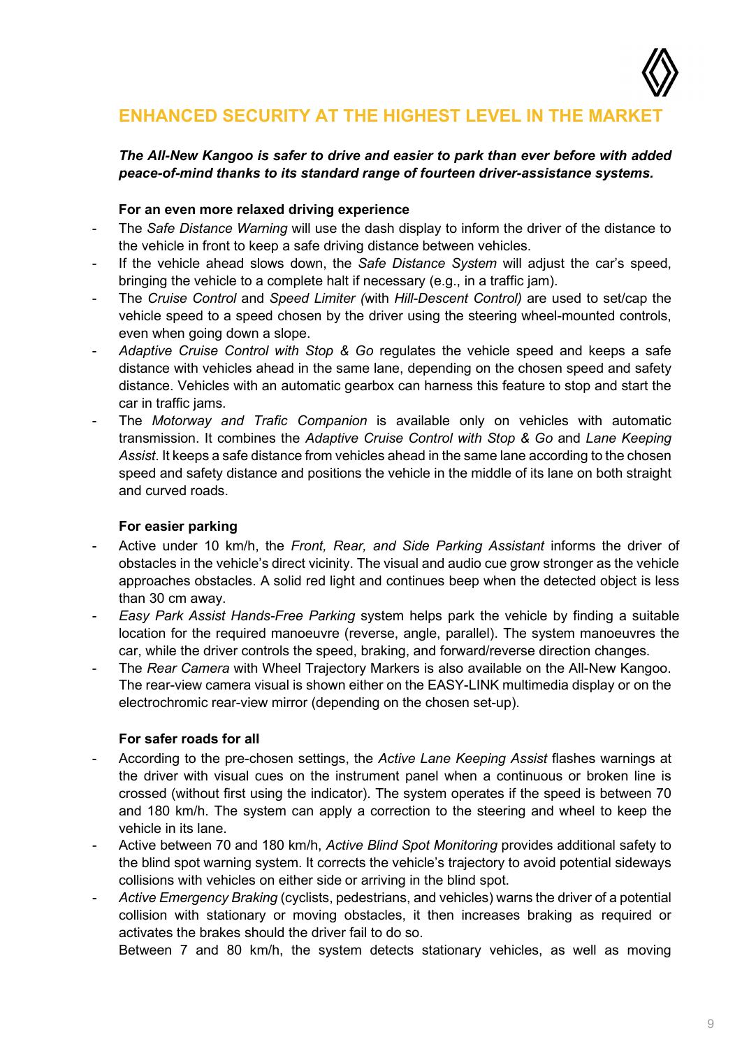## ENHANCED SECURITY AT THE HIGHEST LEVEL IN THE MARKET

***The All-New Kangoo is safer to drive and easier to park than ever before with added peace-of-mind thanks to its standard range of fourteen driver-assistance systems.***

**For an even more relaxed driving experience**

- The *Safe Distance Warning* will use the dash display to inform the driver of the distance to the vehicle in front to keep a safe driving distance between vehicles.
- If the vehicle ahead slows down, the *Safe Distance System* will adjust the car's speed, bringing the vehicle to a complete halt if necessary (e.g., in a traffic jam).
- The *Cruise Control* and *Speed Limiter (*with *Hill-Descent Control)* are used to set/cap the vehicle speed to a speed chosen by the driver using the steering wheel-mounted controls, even when going down a slope.
- *Adaptive Cruise Control with Stop & Go* regulates the vehicle speed and keeps a safe distance with vehicles ahead in the same lane, depending on the chosen speed and safety distance. Vehicles with an automatic gearbox can harness this feature to stop and start the car in traffic jams.
- The *Motorway and Trafic Companion* is available only on vehicles with automatic transmission. It combines the *Adaptive Cruise Control with Stop & Go* and *Lane Keeping Assist*. It keeps a safe distance from vehicles ahead in the same lane according to the chosen speed and safety distance and positions the vehicle in the middle of its lane on both straight and curved roads.

**For easier parking**

- Active under 10 km/h, the *Front, Rear, and Side Parking Assistant* informs the driver of obstacles in the vehicle's direct vicinity. The visual and audio cue grow stronger as the vehicle approaches obstacles. A solid red light and continues beep when the detected object is less than 30 cm away.
- *Easy Park Assist Hands-Free Parking* system helps park the vehicle by finding a suitable location for the required manoeuvre (reverse, angle, parallel). The system manoeuvres the car, while the driver controls the speed, braking, and forward/reverse direction changes.
- The *Rear Camera* with Wheel Trajectory Markers is also available on the All-New Kangoo. The rear-view camera visual is shown either on the EASY-LINK multimedia display or on the electrochromic rear-view mirror (depending on the chosen set-up).

**For safer roads for all**

- According to the pre-chosen settings, the *Active Lane Keeping Assist* flashes warnings at the driver with visual cues on the instrument panel when a continuous or broken line is crossed (without first using the indicator). The system operates if the speed is between 70 and 180 km/h. The system can apply a correction to the steering and wheel to keep the vehicle in its lane.
- Active between 70 and 180 km/h, *Active Blind Spot Monitoring* provides additional safety to the blind spot warning system. It corrects the vehicle's trajectory to avoid potential sideways collisions with vehicles on either side or arriving in the blind spot.
- *Active Emergency Braking* (cyclists, pedestrians, and vehicles) warns the driver of a potential collision with stationary or moving obstacles, it then increases braking as required or activates the brakes should the driver fail to do so.

  Between 7 and 80 km/h, the system detects stationary vehicles, as well as moving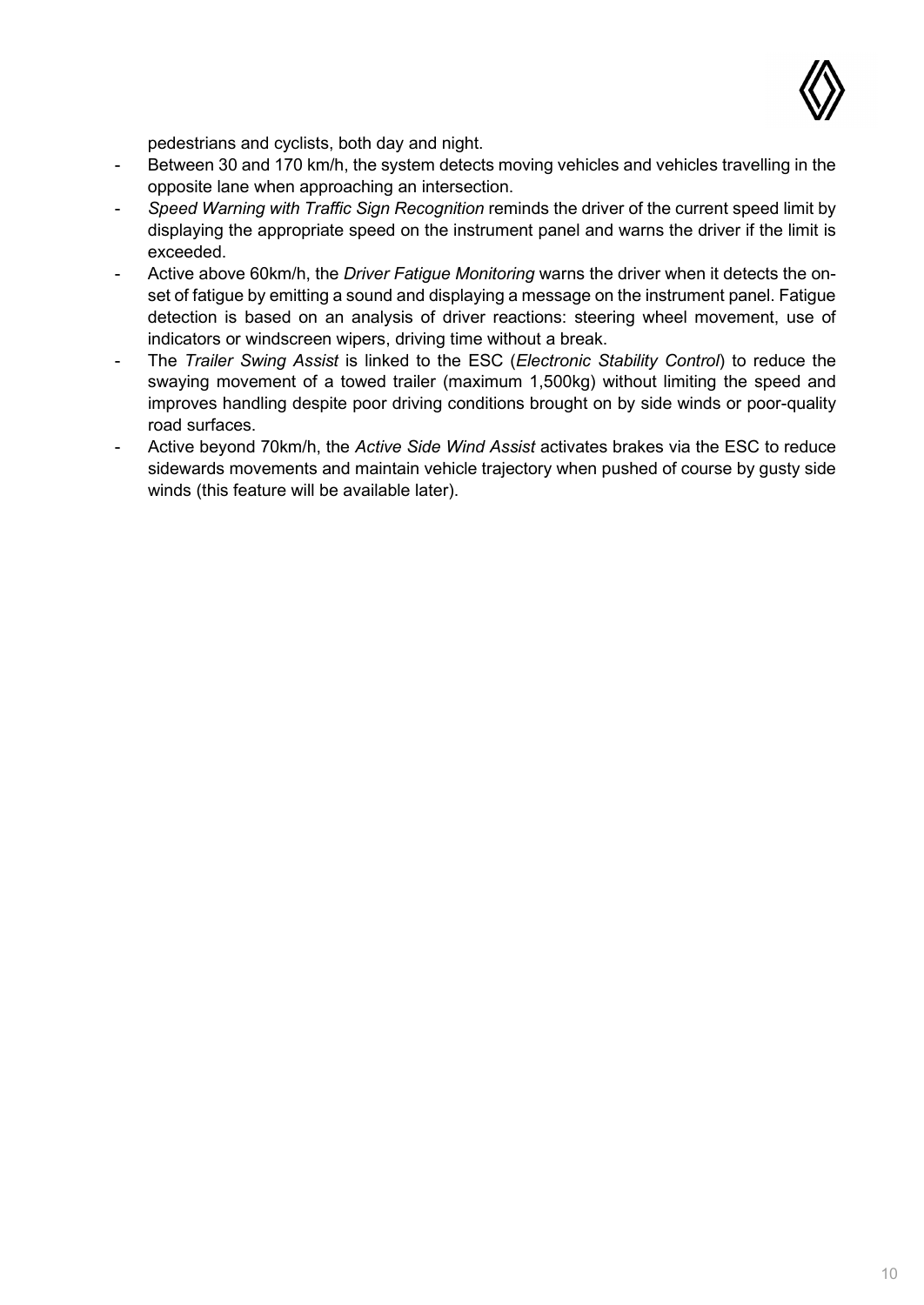pedestrians and cyclists, both day and night.

- Between 30 and 170 km/h, the system detects moving vehicles and vehicles travelling in the opposite lane when approaching an intersection.
- *Speed Warning with Traffic Sign Recognition* reminds the driver of the current speed limit by displaying the appropriate speed on the instrument panel and warns the driver if the limit is exceeded.
- Active above 60km/h, the *Driver Fatigue Monitoring* warns the driver when it detects the on-set of fatigue by emitting a sound and displaying a message on the instrument panel. Fatigue detection is based on an analysis of driver reactions: steering wheel movement, use of indicators or windscreen wipers, driving time without a break.
- The *Trailer Swing Assist* is linked to the ESC (*Electronic Stability Control*) to reduce the swaying movement of a towed trailer (maximum 1,500kg) without limiting the speed and improves handling despite poor driving conditions brought on by side winds or poor-quality road surfaces.
- Active beyond 70km/h, the *Active Side Wind Assist* activates brakes via the ESC to reduce sidewards movements and maintain vehicle trajectory when pushed of course by gusty side winds (this feature will be available later).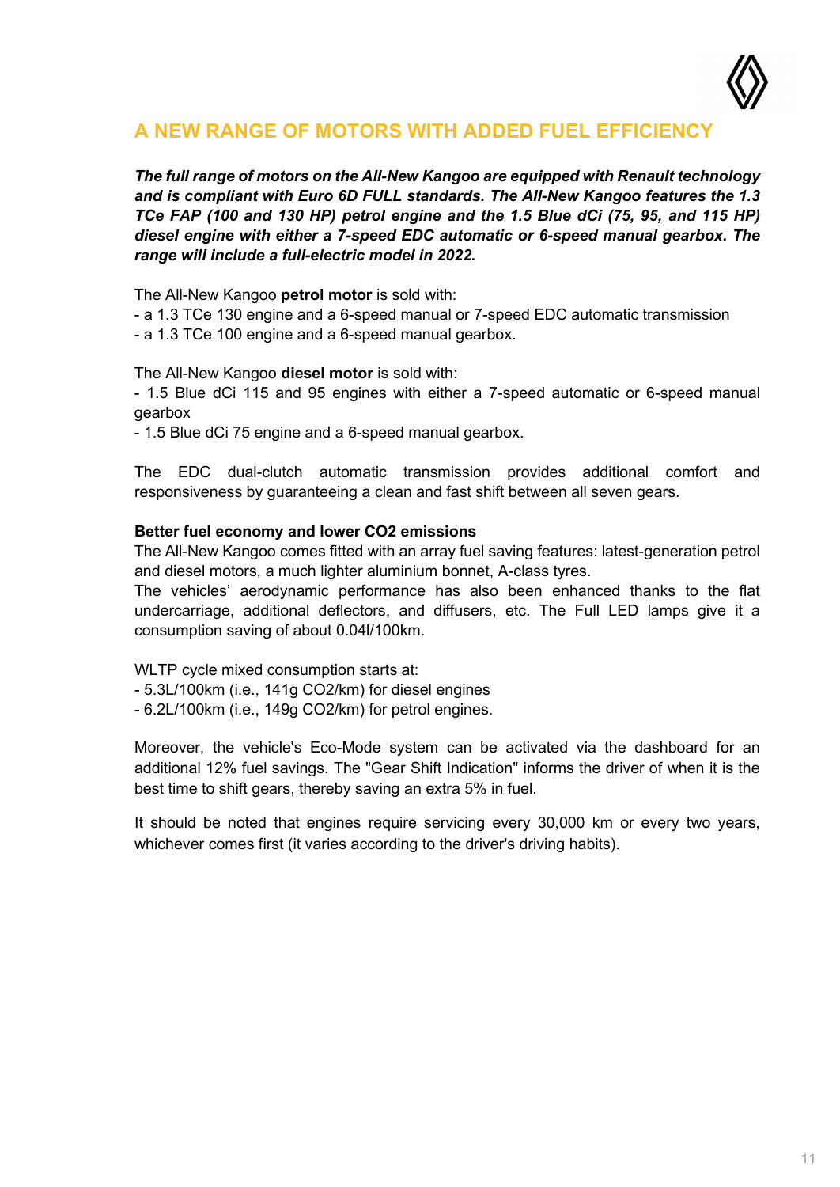## A NEW RANGE OF MOTORS WITH ADDED FUEL EFFICIENCY

***The full range of motors on the All-New Kangoo are equipped with Renault technology and is compliant with Euro 6D FULL standards. The All-New Kangoo features the 1.3 TCe FAP (100 and 130 HP) petrol engine and the 1.5 Blue dCi (75, 95, and 115 HP) diesel engine with either a 7-speed EDC automatic or 6-speed manual gearbox. The range will include a full-electric model in 2022.***

The All-New Kangoo **petrol motor** is sold with:

- a 1.3 TCe 130 engine and a 6-speed manual or 7-speed EDC automatic transmission
- a 1.3 TCe 100 engine and a 6-speed manual gearbox.

The All-New Kangoo **diesel motor** is sold with:

- 1.5 Blue dCi 115 and 95 engines with either a 7-speed automatic or 6-speed manual gearbox
- 1.5 Blue dCi 75 engine and a 6-speed manual gearbox.

The EDC dual-clutch automatic transmission provides additional comfort and responsiveness by guaranteeing a clean and fast shift between all seven gears.

**Better fuel economy and lower CO2 emissions**

The All-New Kangoo comes fitted with an array fuel saving features: latest-generation petrol and diesel motors, a much lighter aluminium bonnet, A-class tyres.

The vehicles' aerodynamic performance has also been enhanced thanks to the flat undercarriage, additional deflectors, and diffusers, etc. The Full LED lamps give it a consumption saving of about 0.04l/100km.

WLTP cycle mixed consumption starts at:

- 5.3L/100km (i.e., 141g $CO_2$/km) for diesel engines
- 6.2L/100km (i.e., 149g $CO_2$/km) for petrol engines.

Moreover, the vehicle's Eco-Mode system can be activated via the dashboard for an additional 12% fuel savings. The "Gear Shift Indication" informs the driver of when it is the best time to shift gears, thereby saving an extra 5% in fuel.

It should be noted that engines require servicing every 30,000 km or every two years, whichever comes first (it varies according to the driver's driving habits).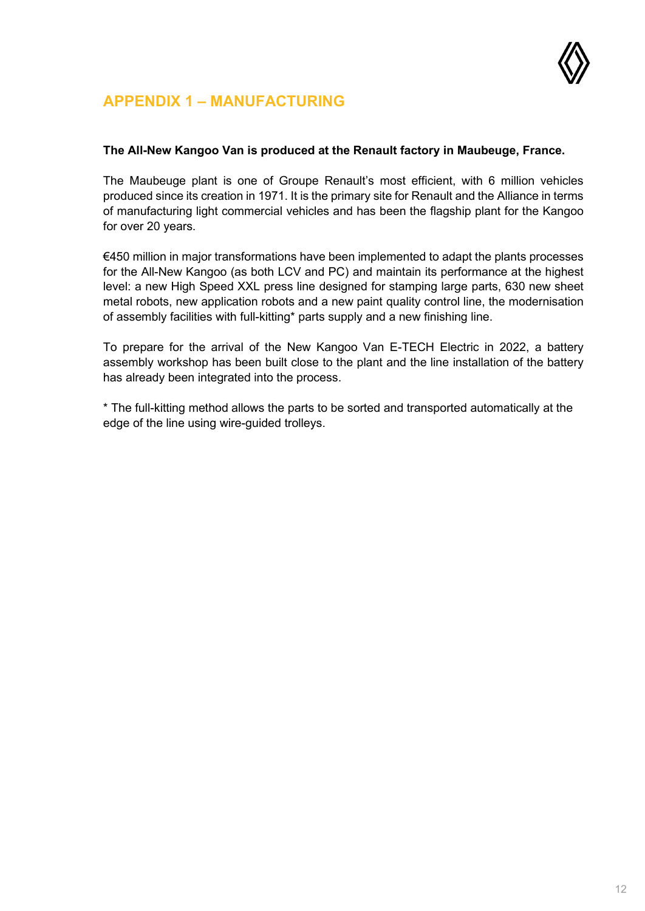# APPENDIX 1 – MANUFACTURING

**The All-New Kangoo Van is produced at the Renault factory in Maubeuge, France.**

The Maubeuge plant is one of Groupe Renault's most efficient, with 6 million vehicles produced since its creation in 1971. It is the primary site for Renault and the Alliance in terms of manufacturing light commercial vehicles and has been the flagship plant for the Kangoo for over 20 years.

€450 million in major transformations have been implemented to adapt the plants processes for the All-New Kangoo (as both LCV and PC) and maintain its performance at the highest level: a new High Speed XXL press line designed for stamping large parts, 630 new sheet metal robots, new application robots and a new paint quality control line, the modernisation of assembly facilities with full-kitting* parts supply and a new finishing line.

To prepare for the arrival of the New Kangoo Van E-TECH Electric in 2022, a battery assembly workshop has been built close to the plant and the line installation of the battery has already been integrated into the process.

* The full-kitting method allows the parts to be sorted and transported automatically at the edge of the line using wire-guided trolleys.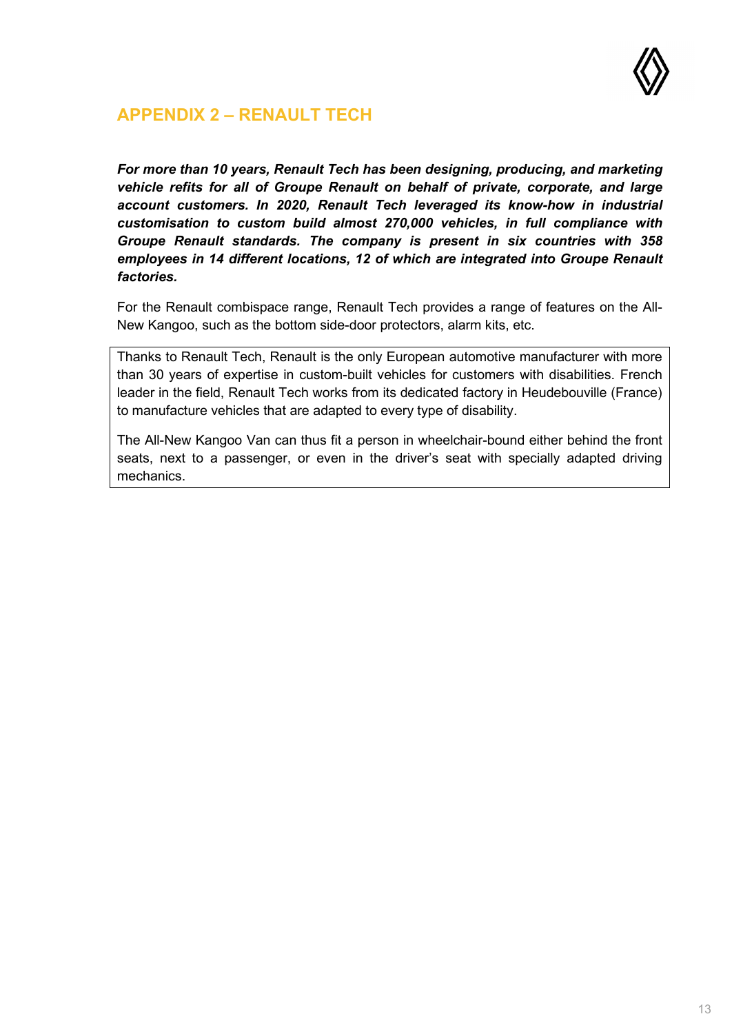## APPENDIX 2 – RENAULT TECH

***For more than 10 years, Renault Tech has been designing, producing, and marketing vehicle refits for all of Groupe Renault on behalf of private, corporate, and large account customers. In 2020, Renault Tech leveraged its know-how in industrial customisation to custom build almost 270,000 vehicles, in full compliance with Groupe Renault standards. The company is present in six countries with 358 employees in 14 different locations, 12 of which are integrated into Groupe Renault factories.***

For the Renault combispace range, Renault Tech provides a range of features on the All-New Kangoo, such as the bottom side-door protectors, alarm kits, etc.

Thanks to Renault Tech, Renault is the only European automotive manufacturer with more than 30 years of expertise in custom-built vehicles for customers with disabilities. French leader in the field, Renault Tech works from its dedicated factory in Heudebouville (France) to manufacture vehicles that are adapted to every type of disability.

The All-New Kangoo Van can thus fit a person in wheelchair-bound either behind the front seats, next to a passenger, or even in the driver's seat with specially adapted driving mechanics.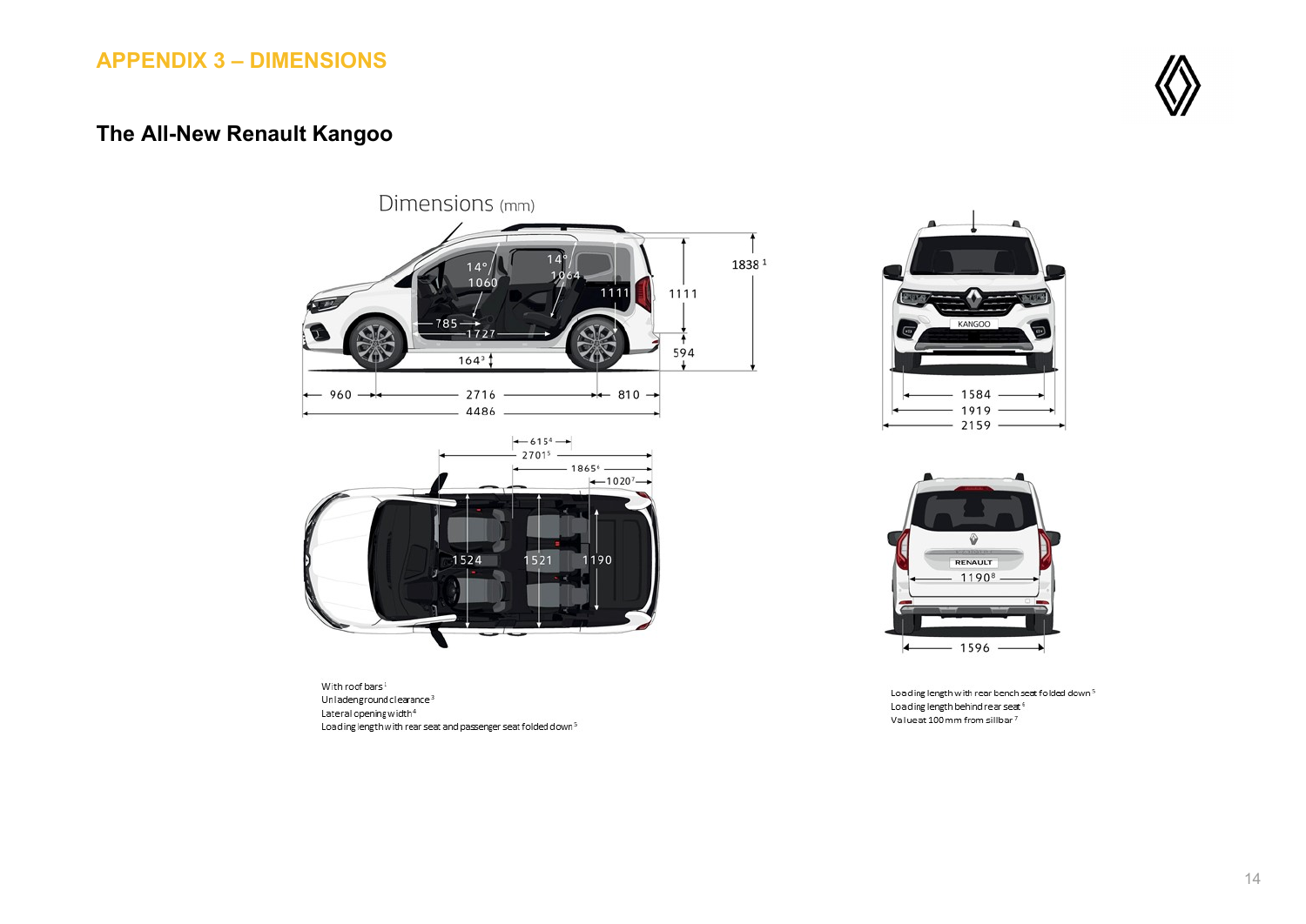# APPENDIX 3 – DIMENSIONS

## The All-New Renault Kangoo

Dimensions (mm)

14°
1060
14°
1064
1111
1111
1838 [1]
785
1727
164 [3]
594
960
2716
810
4486

615 [4]
2701 [5]
1865 [6]
1020 [7]
1524
1521
1190

1584
1919
2159

1190 [8]
1596

With roof bars [1]
Unladen ground clearance [3]
Lateral opening width [4]
Loading length with rear seat and passenger seat folded down [5]

Loading length with rear bench seat folded down [5]
Loading length behind rear seat [6]
Value at 100mm from sillbar [7]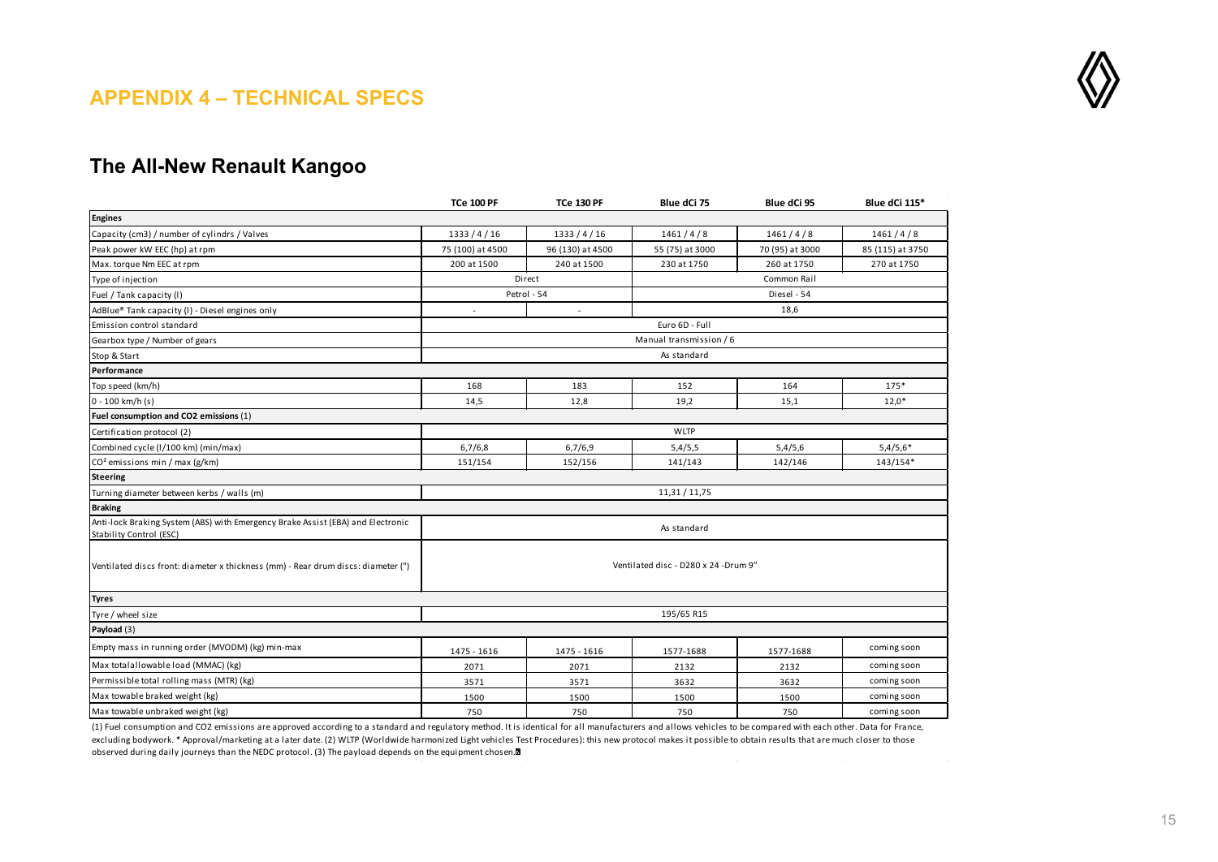## APPENDIX 4 – TECHNICAL SPECS

### The All-New Renault Kangoo

| | TCe 100 PF | TCe 130 PF | Blue dCi 75 | Blue dCi 95 | Blue dCi 115* |
|---|---|---|---|---|---|
| **Engines** | | | | | |
| Capacity (cm3) / number of cylindrs / Valves | 1333 / 4 / 16 | 1333 / 4 / 16 | 1461 / 4 / 8 | 1461 / 4 / 8 | 1461 / 4 / 8 |
| Peak power kW EEC (hp) at rpm | 75 (100) at 4500 | 96 (130) at 4500 | 55 (75) at 3000 | 70 (95) at 3000 | 85 (115) at 3750 |
| Max. torque Nm EEC at rpm | 200 at 1500 | 240 at 1500 | 230 at 1750 | 260 at 1750 | 270 at 1750 |
| Type of injection | Direct | | Common Rail | | |
| Fuel / Tank capacity (l) | Petrol - 54 | | Diesel - 54 | | |
| AdBlue® Tank capacity (l) - Diesel engines only | - | - | 18,6 | | |
| Emission control standard | Euro 6D - Full | | | | |
| Gearbox type / Number of gears | Manual transmission / 6 | | | | |
| Stop & Start | As standard | | | | |
| **Performance** | | | | | |
| Top speed (km/h) | 168 | 183 | 152 | 164 | 175* |
| 0 - 100 km/h (s) | 14,5 | 12,8 | 19,2 | 15,1 | 12,0* |
| **Fuel consumption and CO2 emissions** (1) | | | | | |
| Certification protocol (2) | WLTP | | | | |
| Combined cycle (l/100 km) (min/max) | 6,7/6,8 | 6,7/6,9 | 5,4/5,5 | 5,4/5,6 | 5,4/5,6* |
| $CO^2$ emissions min / max (g/km) | 151/154 | 152/156 | 141/143 | 142/146 | 143/154* |
| **Steering** | | | | | |
| Turning diameter between kerbs / walls (m) | 11,31 / 11,75 | | | | |
| **Braking** | | | | | |
| Anti-lock Braking System (ABS) with Emergency Brake Assist (EBA) and Electronic Stability Control (ESC) | As standard | | | | |
| Ventilated discs front: diameter x thickness (mm) - Rear drum discs: diameter (") | Ventilated disc - D280 x 24 -Drum 9" | | | | |
| **Tyres** | | | | | |
| Tyre / wheel size | 195/65 R15 | | | | |
| **Payload** (3) | | | | | |
| Empty mass in running order (MVODM) (kg) min-max | 1475 - 1616 | 1475 - 1616 | 1577-1688 | 1577-1688 | coming soon |
| Max totalallowable load (MMAC) (kg) | 2071 | 2071 | 2132 | 2132 | coming soon |
| Permissible total rolling mass (MTR) (kg) | 3571 | 3571 | 3632 | 3632 | coming soon |
| Max towable braked weight (kg) | 1500 | 1500 | 1500 | 1500 | coming soon |
| Max towable unbraked weight (kg) | 750 | 750 | 750 | 750 | coming soon |

(1) Fuel consumption and CO2 emissions are approved according to a standard and regulatory method. It is identical for all manufacturers and allows vehicles to be compared with each other. Data for France, excluding bodywork. * Approval/marketing at a later date. (2) WLTP (Worldwide harmonized Light vehicles Test Procedures): this new protocol makes it possible to obtain results that are much closer to those observed during daily journeys than the NEDC protocol. (3) The payload depends on the equipment chosen.